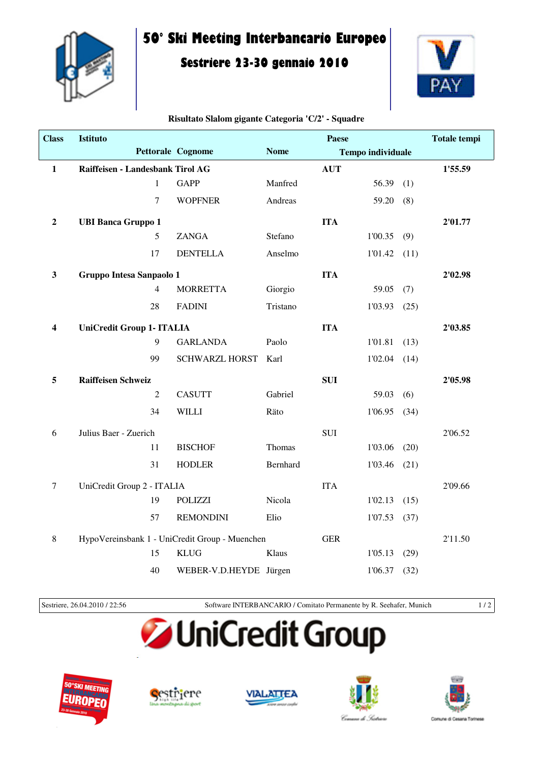# 50° Ski Meeting Interbancario Europeo

## Sestriere 23-30 gennaio 2010

**Risultato Slalom gigante Categoria 'C/2' - Squadre**

| Class | Istituto / Pettorale | Cognome | Nome | Paese / Tempo individuale | | Totale tempi |
|---|---|---|---|---|---|---|
| **1** | **Raiffeisen - Landesbank Tirol AG** | | | **AUT** | | **1'55.59** |
| | 1 | GAPP | Manfred | 56.39 | (1) | |
| | 7 | WOPFNER | Andreas | 59.20 | (8) | |
| **2** | **UBI Banca Gruppo 1** | | | **ITA** | | **2'01.77** |
| | 5 | ZANGA | Stefano | 1'00.35 | (9) | |
| | 17 | DENTELLA | Anselmo | 1'01.42 | (11) | |
| **3** | **Gruppo Intesa Sanpaolo 1** | | | **ITA** | | **2'02.98** |
| | 4 | MORRETTA | Giorgio | 59.05 | (7) | |
| | 28 | FADINI | Tristano | 1'03.93 | (25) | |
| **4** | **UniCredit Group 1- ITALIA** | | | **ITA** | | **2'03.85** |
| | 9 | GARLANDA | Paolo | 1'01.81 | (13) | |
| | 99 | SCHWARZL HORST | Karl | 1'02.04 | (14) | |
| **5** | **Raiffeisen Schweiz** | | | **SUI** | | **2'05.98** |
| | 2 | CASUTT | Gabriel | 59.03 | (6) | |
| | 34 | WILLI | Räto | 1'06.95 | (34) | |
| 6 | Julius Baer - Zuerich | | | SUI | | 2'06.52 |
| | 11 | BISCHOF | Thomas | 1'03.06 | (20) | |
| | 31 | HODLER | Bernhard | 1'03.46 | (21) | |
| 7 | UniCredit Group 2 - ITALIA | | | ITA | | 2'09.66 |
| | 19 | POLIZZI | Nicola | 1'02.13 | (15) | |
| | 57 | REMONDINI | Elio | 1'07.53 | (37) | |
| 8 | HypoVereinsbank 1 - UniCredit Group - Muenchen | | | GER | | 2'11.50 |
| | 15 | KLUG | Klaus | 1'05.13 | (29) | |
| | 40 | WEBER-V.D.HEYDE | Jürgen | 1'06.37 | (32) | |

Sestriere, 26.04.2010 / 22:56 — Software INTERBANCARIO / Comitato Permanente by R. Seehafer, Munich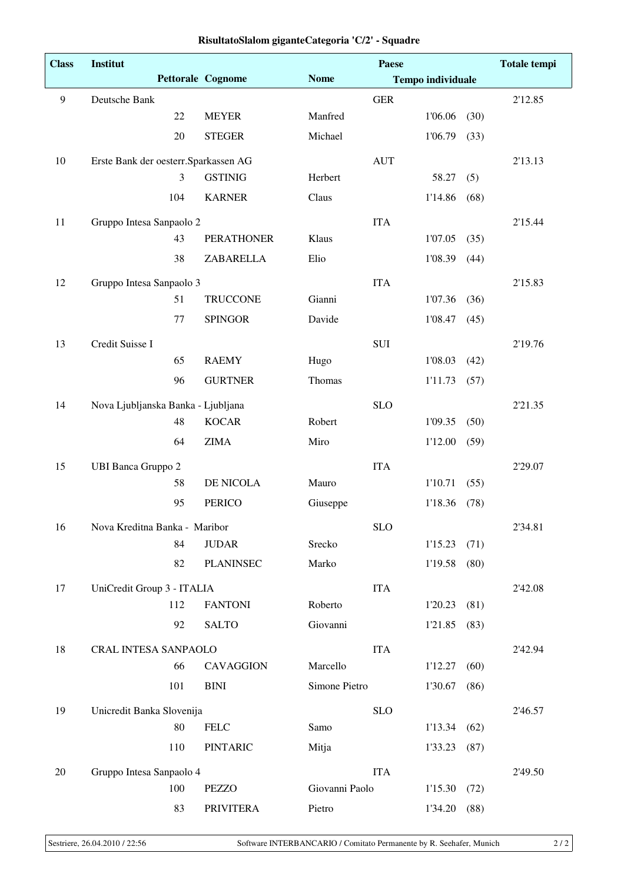**RisultatoSlalom giganteCategoria 'C/2' - Squadre**

| Class | Institut | | | Paese | | | Totale tempi |
|---|---|---|---|---|---|---|---|
| | Pettorale | Cognome | Nome | Tempo individuale | | | |
| 9 | Deutsche Bank | | | GER | | | 2'12.85 |
| | 22 | MEYER | Manfred | | 1'06.06 | (30) | |
| | 20 | STEGER | Michael | | 1'06.79 | (33) | |
| 10 | Erste Bank der oesterr.Sparkassen AG | | | AUT | | | 2'13.13 |
| | 3 | GSTINIG | Herbert | | 58.27 | (5) | |
| | 104 | KARNER | Claus | | 1'14.86 | (68) | |
| 11 | Gruppo Intesa Sanpaolo 2 | | | ITA | | | 2'15.44 |
| | 43 | PERATHONER | Klaus | | 1'07.05 | (35) | |
| | 38 | ZABARELLA | Elio | | 1'08.39 | (44) | |
| 12 | Gruppo Intesa Sanpaolo 3 | | | ITA | | | 2'15.83 |
| | 51 | TRUCCONE | Gianni | | 1'07.36 | (36) | |
| | 77 | SPINGOR | Davide | | 1'08.47 | (45) | |
| 13 | Credit Suisse I | | | SUI | | | 2'19.76 |
| | 65 | RAEMY | Hugo | | 1'08.03 | (42) | |
| | 96 | GURTNER | Thomas | | 1'11.73 | (57) | |
| 14 | Nova Ljubljanska Banka - Ljubljana | | | SLO | | | 2'21.35 |
| | 48 | KOCAR | Robert | | 1'09.35 | (50) | |
| | 64 | ZIMA | Miro | | 1'12.00 | (59) | |
| 15 | UBI Banca Gruppo 2 | | | ITA | | | 2'29.07 |
| | 58 | DE NICOLA | Mauro | | 1'10.71 | (55) | |
| | 95 | PERICO | Giuseppe | | 1'18.36 | (78) | |
| 16 | Nova Kreditna Banka - Maribor | | | SLO | | | 2'34.81 |
| | 84 | JUDAR | Srecko | | 1'15.23 | (71) | |
| | 82 | PLANINSEC | Marko | | 1'19.58 | (80) | |
| 17 | UniCredit Group 3 - ITALIA | | | ITA | | | 2'42.08 |
| | 112 | FANTONI | Roberto | | 1'20.23 | (81) | |
| | 92 | SALTO | Giovanni | | 1'21.85 | (83) | |
| 18 | CRAL INTESA SANPAOLO | | | ITA | | | 2'42.94 |
| | 66 | CAVAGGION | Marcello | | 1'12.27 | (60) | |
| | 101 | BINI | Simone Pietro | | 1'30.67 | (86) | |
| 19 | Unicredit Banka Slovenija | | | SLO | | | 2'46.57 |
| | 80 | FELC | Samo | | 1'13.34 | (62) | |
| | 110 | PINTARIC | Mitja | | 1'33.23 | (87) | |
| 20 | Gruppo Intesa Sanpaolo 4 | | | ITA | | | 2'49.50 |
| | 100 | PEZZO | Giovanni Paolo | | 1'15.30 | (72) | |
| | 83 | PRIVITERA | Pietro | | 1'34.20 | (88) | |

Sestriere, 26.04.2010 / 22:56 — Software INTERBANCARIO / Comitato Permanente by R. Seehafer, Munich